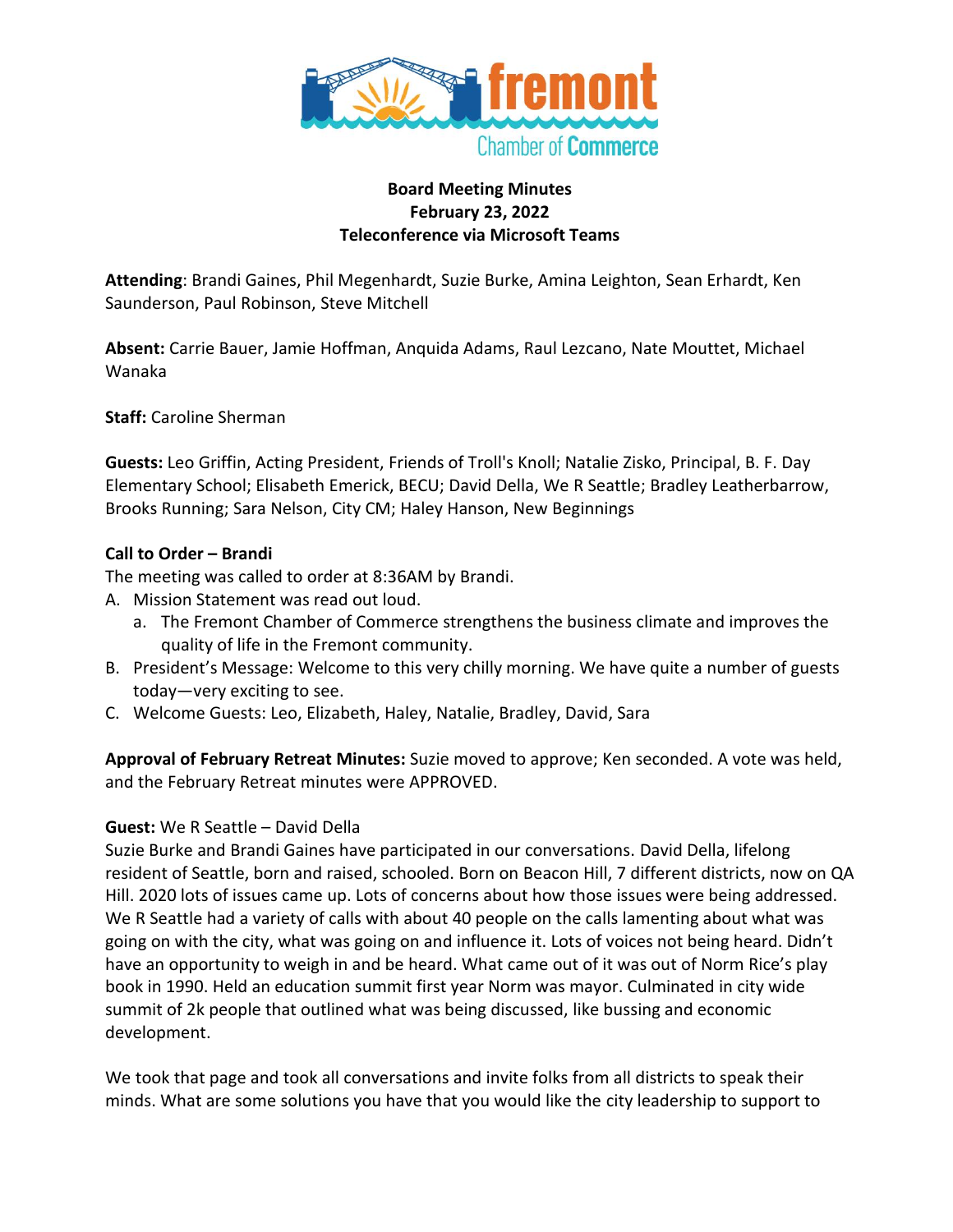**Board Meeting Minutes**
**February 23, 2022**
**Teleconference via Microsoft Teams**

**Attending**: Brandi Gaines, Phil Megenhardt, Suzie Burke, Amina Leighton, Sean Erhardt, Ken Saunderson, Paul Robinson, Steve Mitchell

**Absent:** Carrie Bauer, Jamie Hoffman, Anquida Adams, Raul Lezcano, Nate Mouttet, Michael Wanaka

**Staff:** Caroline Sherman

**Guests:** Leo Griffin, Acting President, Friends of Troll's Knoll; Natalie Zisko, Principal, B. F. Day Elementary School; Elisabeth Emerick, BECU; David Della, We R Seattle; Bradley Leatherbarrow, Brooks Running; Sara Nelson, City CM; Haley Hanson, New Beginnings

**Call to Order – Brandi**

The meeting was called to order at 8:36AM by Brandi.

A. Mission Statement was read out loud.
   a. The Fremont Chamber of Commerce strengthens the business climate and improves the quality of life in the Fremont community.
B. President's Message: Welcome to this very chilly morning. We have quite a number of guests today—very exciting to see.
C. Welcome Guests: Leo, Elizabeth, Haley, Natalie, Bradley, David, Sara

**Approval of February Retreat Minutes:** Suzie moved to approve; Ken seconded. A vote was held, and the February Retreat minutes were APPROVED.

**Guest:** We R Seattle – David Della

Suzie Burke and Brandi Gaines have participated in our conversations. David Della, lifelong resident of Seattle, born and raised, schooled. Born on Beacon Hill, 7 different districts, now on QA Hill. 2020 lots of issues came up. Lots of concerns about how those issues were being addressed. We R Seattle had a variety of calls with about 40 people on the calls lamenting about what was going on with the city, what was going on and influence it. Lots of voices not being heard. Didn't have an opportunity to weigh in and be heard. What came out of it was out of Norm Rice's play book in 1990. Held an education summit first year Norm was mayor. Culminated in city wide summit of 2k people that outlined what was being discussed, like bussing and economic development.

We took that page and took all conversations and invite folks from all districts to speak their minds. What are some solutions you have that you would like the city leadership to support to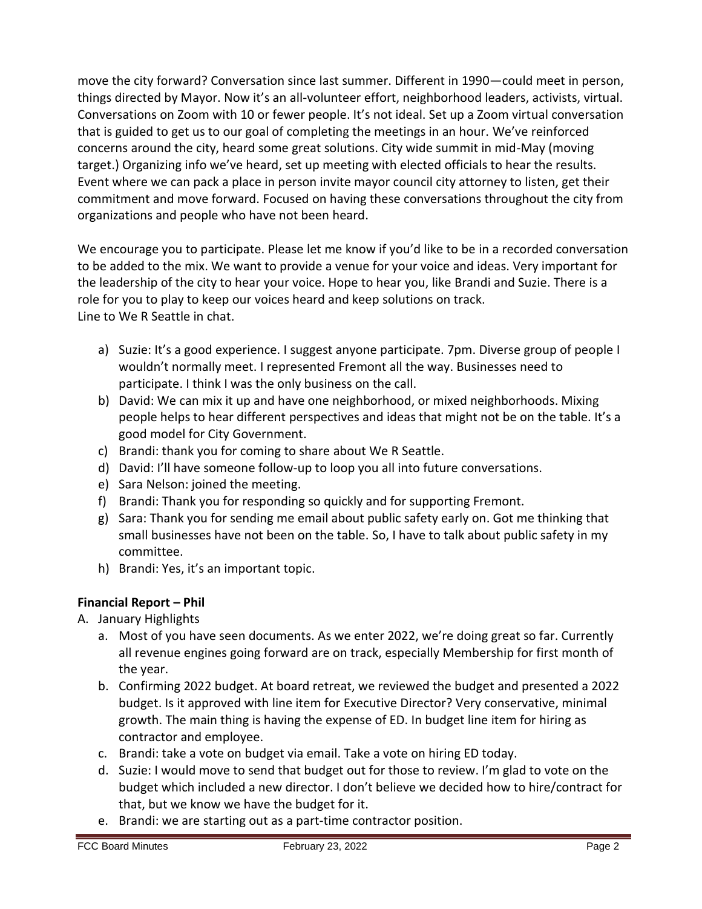move the city forward? Conversation since last summer. Different in 1990—could meet in person, things directed by Mayor. Now it's an all-volunteer effort, neighborhood leaders, activists, virtual. Conversations on Zoom with 10 or fewer people. It's not ideal. Set up a Zoom virtual conversation that is guided to get us to our goal of completing the meetings in an hour. We've reinforced concerns around the city, heard some great solutions. City wide summit in mid-May (moving target.) Organizing info we've heard, set up meeting with elected officials to hear the results. Event where we can pack a place in person invite mayor council city attorney to listen, get their commitment and move forward. Focused on having these conversations throughout the city from organizations and people who have not been heard.

We encourage you to participate. Please let me know if you'd like to be in a recorded conversation to be added to the mix. We want to provide a venue for your voice and ideas. Very important for the leadership of the city to hear your voice. Hope to hear you, like Brandi and Suzie. There is a role for you to play to keep our voices heard and keep solutions on track.
Line to We R Seattle in chat.

a) Suzie: It's a good experience. I suggest anyone participate. 7pm. Diverse group of people I wouldn't normally meet. I represented Fremont all the way. Businesses need to participate. I think I was the only business on the call.
b) David: We can mix it up and have one neighborhood, or mixed neighborhoods. Mixing people helps to hear different perspectives and ideas that might not be on the table. It's a good model for City Government.
c) Brandi: thank you for coming to share about We R Seattle.
d) David: I'll have someone follow-up to loop you all into future conversations.
e) Sara Nelson: joined the meeting.
f) Brandi: Thank you for responding so quickly and for supporting Fremont.
g) Sara: Thank you for sending me email about public safety early on. Got me thinking that small businesses have not been on the table. So, I have to talk about public safety in my committee.
h) Brandi: Yes, it's an important topic.

**Financial Report – Phil**

A. January Highlights
   a. Most of you have seen documents. As we enter 2022, we're doing great so far. Currently all revenue engines going forward are on track, especially Membership for first month of the year.
   b. Confirming 2022 budget. At board retreat, we reviewed the budget and presented a 2022 budget. Is it approved with line item for Executive Director? Very conservative, minimal growth. The main thing is having the expense of ED. In budget line item for hiring as contractor and employee.
   c. Brandi: take a vote on budget via email. Take a vote on hiring ED today.
   d. Suzie: I would move to send that budget out for those to review. I'm glad to vote on the budget which included a new director. I don't believe we decided how to hire/contract for that, but we know we have the budget for it.
   e. Brandi: we are starting out as a part-time contractor position.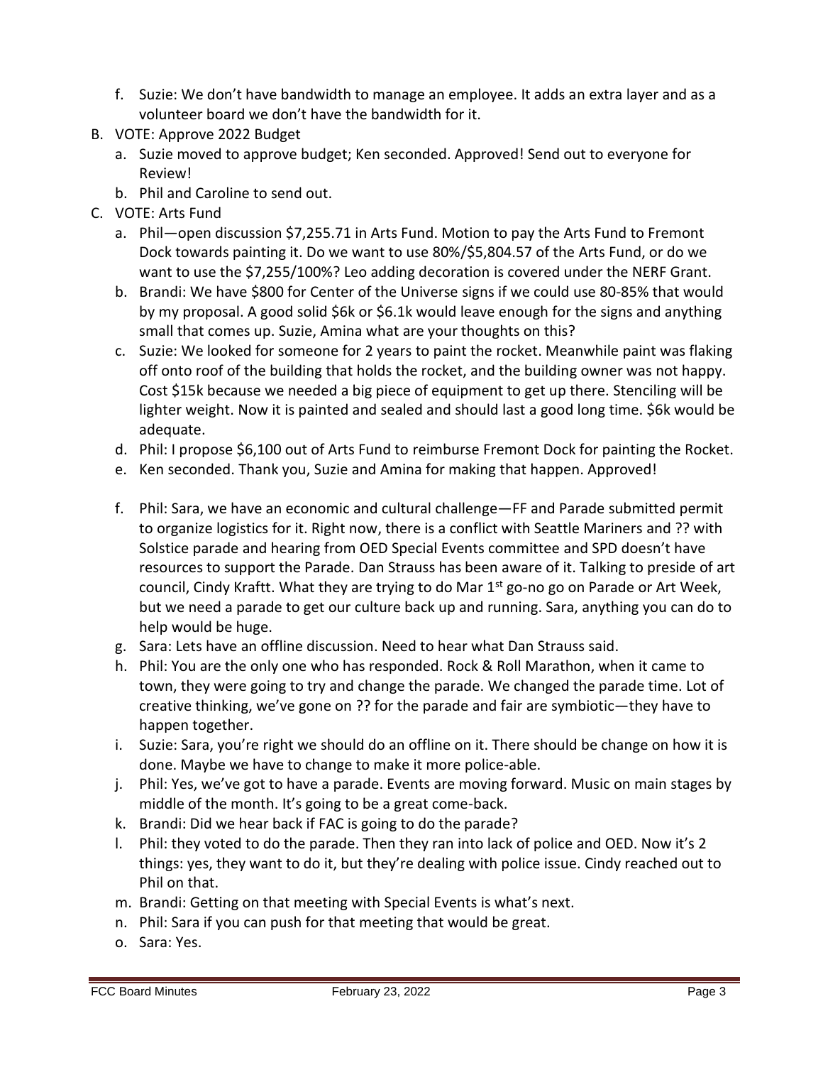- f. Suzie: We don't have bandwidth to manage an employee. It adds an extra layer and as a volunteer board we don't have the bandwidth for it.

- B. VOTE: Approve 2022 Budget
  - a. Suzie moved to approve budget; Ken seconded. Approved! Send out to everyone for Review!
  - b. Phil and Caroline to send out.

- C. VOTE: Arts Fund
  - a. Phil—open discussion $7,255.71 in Arts Fund. Motion to pay the Arts Fund to Fremont Dock towards painting it. Do we want to use 80%/$5,804.57 of the Arts Fund, or do we want to use the $7,255/100%? Leo adding decoration is covered under the NERF Grant.
  - b. Brandi: We have $800 for Center of the Universe signs if we could use 80-85% that would by my proposal. A good solid $6k or $6.1k would leave enough for the signs and anything small that comes up. Suzie, Amina what are your thoughts on this?
  - c. Suzie: We looked for someone for 2 years to paint the rocket. Meanwhile paint was flaking off onto roof of the building that holds the rocket, and the building owner was not happy. Cost $15k because we needed a big piece of equipment to get up there. Stenciling will be lighter weight. Now it is painted and sealed and should last a good long time. $6k would be adequate.
  - d. Phil: I propose $6,100 out of Arts Fund to reimburse Fremont Dock for painting the Rocket.
  - e. Ken seconded. Thank you, Suzie and Amina for making that happen. Approved!
  - f. Phil: Sara, we have an economic and cultural challenge—FF and Parade submitted permit to organize logistics for it. Right now, there is a conflict with Seattle Mariners and ?? with Solstice parade and hearing from OED Special Events committee and SPD doesn't have resources to support the Parade. Dan Strauss has been aware of it. Talking to preside of art council, Cindy Kraftt. What they are trying to do Mar 1st go-no go on Parade or Art Week, but we need a parade to get our culture back up and running. Sara, anything you can do to help would be huge.
  - g. Sara: Lets have an offline discussion. Need to hear what Dan Strauss said.
  - h. Phil: You are the only one who has responded. Rock & Roll Marathon, when it came to town, they were going to try and change the parade. We changed the parade time. Lot of creative thinking, we've gone on ?? for the parade and fair are symbiotic—they have to happen together.
  - i. Suzie: Sara, you're right we should do an offline on it. There should be change on how it is done. Maybe we have to change to make it more police-able.
  - j. Phil: Yes, we've got to have a parade. Events are moving forward. Music on main stages by middle of the month. It's going to be a great come-back.
  - k. Brandi: Did we hear back if FAC is going to do the parade?
  - l. Phil: they voted to do the parade. Then they ran into lack of police and OED. Now it's 2 things: yes, they want to do it, but they're dealing with police issue. Cindy reached out to Phil on that.
  - m. Brandi: Getting on that meeting with Special Events is what's next.
  - n. Phil: Sara if you can push for that meeting that would be great.
  - o. Sara: Yes.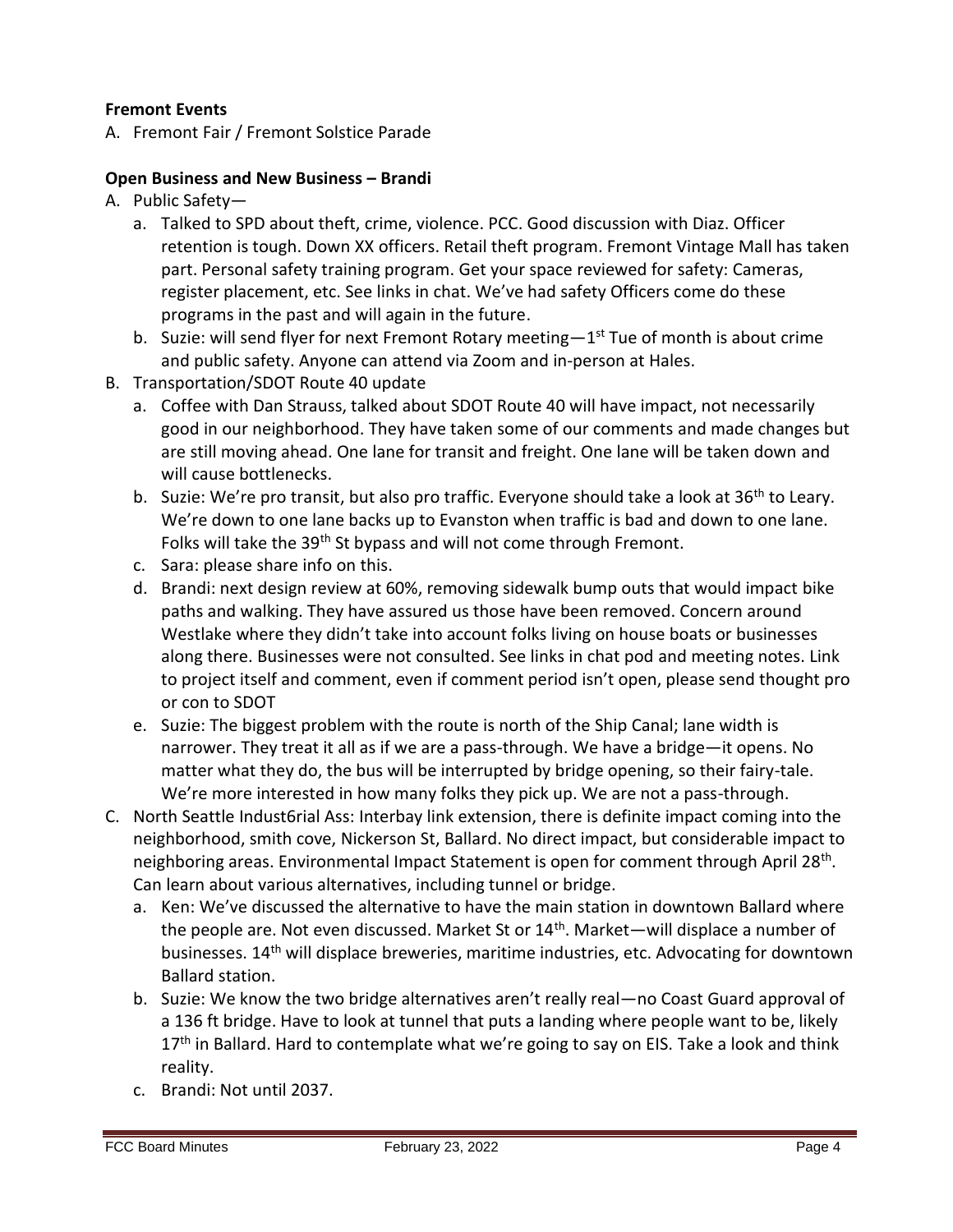**Fremont Events**

A. Fremont Fair / Fremont Solstice Parade

**Open Business and New Business – Brandi**

A. Public Safety—
   a. Talked to SPD about theft, crime, violence. PCC. Good discussion with Diaz. Officer retention is tough. Down XX officers. Retail theft program. Fremont Vintage Mall has taken part. Personal safety training program. Get your space reviewed for safety: Cameras, register placement, etc. See links in chat. We've had safety Officers come do these programs in the past and will again in the future.
   b. Suzie: will send flyer for next Fremont Rotary meeting—1st Tue of month is about crime and public safety. Anyone can attend via Zoom and in-person at Hales.
B. Transportation/SDOT Route 40 update
   a. Coffee with Dan Strauss, talked about SDOT Route 40 will have impact, not necessarily good in our neighborhood. They have taken some of our comments and made changes but are still moving ahead. One lane for transit and freight. One lane will be taken down and will cause bottlenecks.
   b. Suzie: We're pro transit, but also pro traffic. Everyone should take a look at 36th to Leary. We're down to one lane backs up to Evanston when traffic is bad and down to one lane. Folks will take the 39th St bypass and will not come through Fremont.
   c. Sara: please share info on this.
   d. Brandi: next design review at 60%, removing sidewalk bump outs that would impact bike paths and walking. They have assured us those have been removed. Concern around Westlake where they didn't take into account folks living on house boats or businesses along there. Businesses were not consulted. See links in chat pod and meeting notes. Link to project itself and comment, even if comment period isn't open, please send thought pro or con to SDOT
   e. Suzie: The biggest problem with the route is north of the Ship Canal; lane width is narrower. They treat it all as if we are a pass-through. We have a bridge—it opens. No matter what they do, the bus will be interrupted by bridge opening, so their fairy-tale. We're more interested in how many folks they pick up. We are not a pass-through.
C. North Seattle Indust6rial Ass: Interbay link extension, there is definite impact coming into the neighborhood, smith cove, Nickerson St, Ballard. No direct impact, but considerable impact to neighboring areas. Environmental Impact Statement is open for comment through April 28th. Can learn about various alternatives, including tunnel or bridge.
   a. Ken: We've discussed the alternative to have the main station in downtown Ballard where the people are. Not even discussed. Market St or 14th. Market—will displace a number of businesses. 14th will displace breweries, maritime industries, etc. Advocating for downtown Ballard station.
   b. Suzie: We know the two bridge alternatives aren't really real—no Coast Guard approval of a 136 ft bridge. Have to look at tunnel that puts a landing where people want to be, likely 17th in Ballard. Hard to contemplate what we're going to say on EIS. Take a look and think reality.
   c. Brandi: Not until 2037.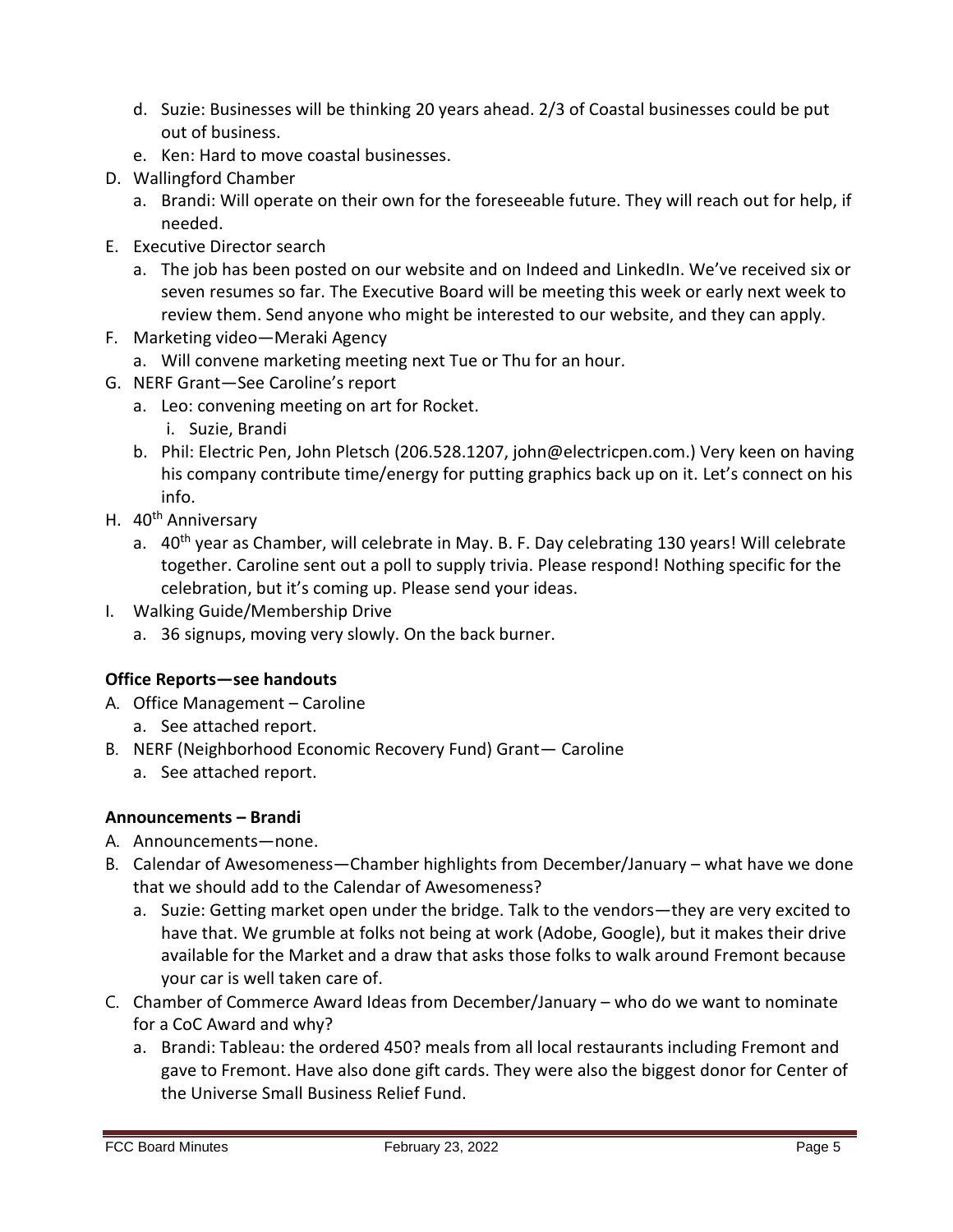d. Suzie: Businesses will be thinking 20 years ahead. 2/3 of Coastal businesses could be put out of business.
e. Ken: Hard to move coastal businesses.

D. Wallingford Chamber
   a. Brandi: Will operate on their own for the foreseeable future. They will reach out for help, if needed.

E. Executive Director search
   a. The job has been posted on our website and on Indeed and LinkedIn. We've received six or seven resumes so far. The Executive Board will be meeting this week or early next week to review them. Send anyone who might be interested to our website, and they can apply.

F. Marketing video—Meraki Agency
   a. Will convene marketing meeting next Tue or Thu for an hour.

G. NERF Grant—See Caroline's report
   a. Leo: convening meeting on art for Rocket.
      i. Suzie, Brandi
   b. Phil: Electric Pen, John Pletsch (206.528.1207, john@electricpen.com.) Very keen on having his company contribute time/energy for putting graphics back up on it. Let's connect on his info.

H. 40th Anniversary
   a. 40th year as Chamber, will celebrate in May. B. F. Day celebrating 130 years! Will celebrate together. Caroline sent out a poll to supply trivia. Please respond! Nothing specific for the celebration, but it's coming up. Please send your ideas.

I. Walking Guide/Membership Drive
   a. 36 signups, moving very slowly. On the back burner.

**Office Reports—see handouts**

A. Office Management – Caroline
   a. See attached report.

B. NERF (Neighborhood Economic Recovery Fund) Grant— Caroline
   a. See attached report.

**Announcements – Brandi**

A. Announcements—none.

B. Calendar of Awesomeness—Chamber highlights from December/January – what have we done that we should add to the Calendar of Awesomeness?
   a. Suzie: Getting market open under the bridge. Talk to the vendors—they are very excited to have that. We grumble at folks not being at work (Adobe, Google), but it makes their drive available for the Market and a draw that asks those folks to walk around Fremont because your car is well taken care of.

C. Chamber of Commerce Award Ideas from December/January – who do we want to nominate for a CoC Award and why?
   a. Brandi: Tableau: the ordered 450? meals from all local restaurants including Fremont and gave to Fremont. Have also done gift cards. They were also the biggest donor for Center of the Universe Small Business Relief Fund.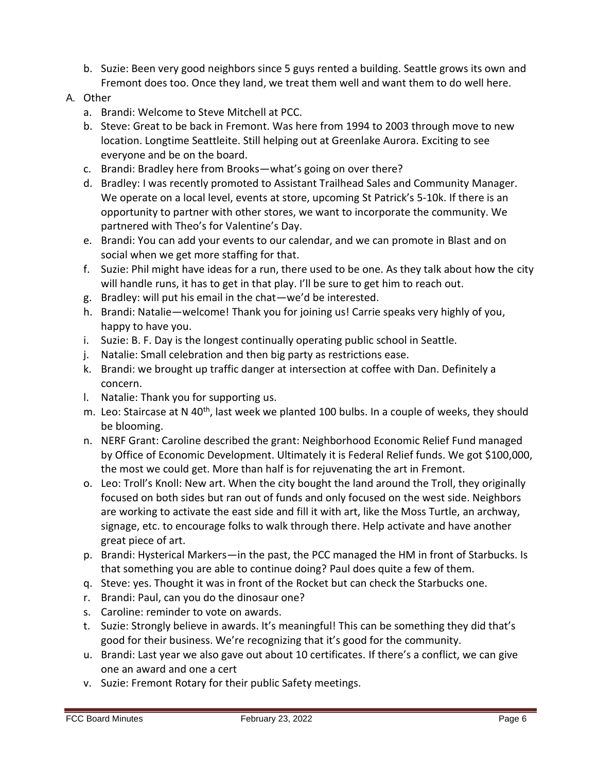b. Suzie: Been very good neighbors since 5 guys rented a building. Seattle grows its own and Fremont does too. Once they land, we treat them well and want them to do well here.

A. Other
   a. Brandi: Welcome to Steve Mitchell at PCC.
   b. Steve: Great to be back in Fremont. Was here from 1994 to 2003 through move to new location. Longtime Seattleite. Still helping out at Greenlake Aurora. Exciting to see everyone and be on the board.
   c. Brandi: Bradley here from Brooks—what's going on over there?
   d. Bradley: I was recently promoted to Assistant Trailhead Sales and Community Manager. We operate on a local level, events at store, upcoming St Patrick's 5-10k. If there is an opportunity to partner with other stores, we want to incorporate the community. We partnered with Theo's for Valentine's Day.
   e. Brandi: You can add your events to our calendar, and we can promote in Blast and on social when we get more staffing for that.
   f. Suzie: Phil might have ideas for a run, there used to be one. As they talk about how the city will handle runs, it has to get in that play. I'll be sure to get him to reach out.
   g. Bradley: will put his email in the chat—we'd be interested.
   h. Brandi: Natalie—welcome! Thank you for joining us! Carrie speaks very highly of you, happy to have you.
   i. Suzie: B. F. Day is the longest continually operating public school in Seattle.
   j. Natalie: Small celebration and then big party as restrictions ease.
   k. Brandi: we brought up traffic danger at intersection at coffee with Dan. Definitely a concern.
   l. Natalie: Thank you for supporting us.
   m. Leo: Staircase at N 40th, last week we planted 100 bulbs. In a couple of weeks, they should be blooming.
   n. NERF Grant: Caroline described the grant: Neighborhood Economic Relief Fund managed by Office of Economic Development. Ultimately it is Federal Relief funds. We got $100,000, the most we could get. More than half is for rejuvenating the art in Fremont.
   o. Leo: Troll's Knoll: New art. When the city bought the land around the Troll, they originally focused on both sides but ran out of funds and only focused on the west side. Neighbors are working to activate the east side and fill it with art, like the Moss Turtle, an archway, signage, etc. to encourage folks to walk through there. Help activate and have another great piece of art.
   p. Brandi: Hysterical Markers—in the past, the PCC managed the HM in front of Starbucks. Is that something you are able to continue doing? Paul does quite a few of them.
   q. Steve: yes. Thought it was in front of the Rocket but can check the Starbucks one.
   r. Brandi: Paul, can you do the dinosaur one?
   s. Caroline: reminder to vote on awards.
   t. Suzie: Strongly believe in awards. It's meaningful! This can be something they did that's good for their business. We're recognizing that it's good for the community.
   u. Brandi: Last year we also gave out about 10 certificates. If there's a conflict, we can give one an award and one a cert
   v. Suzie: Fremont Rotary for their public Safety meetings.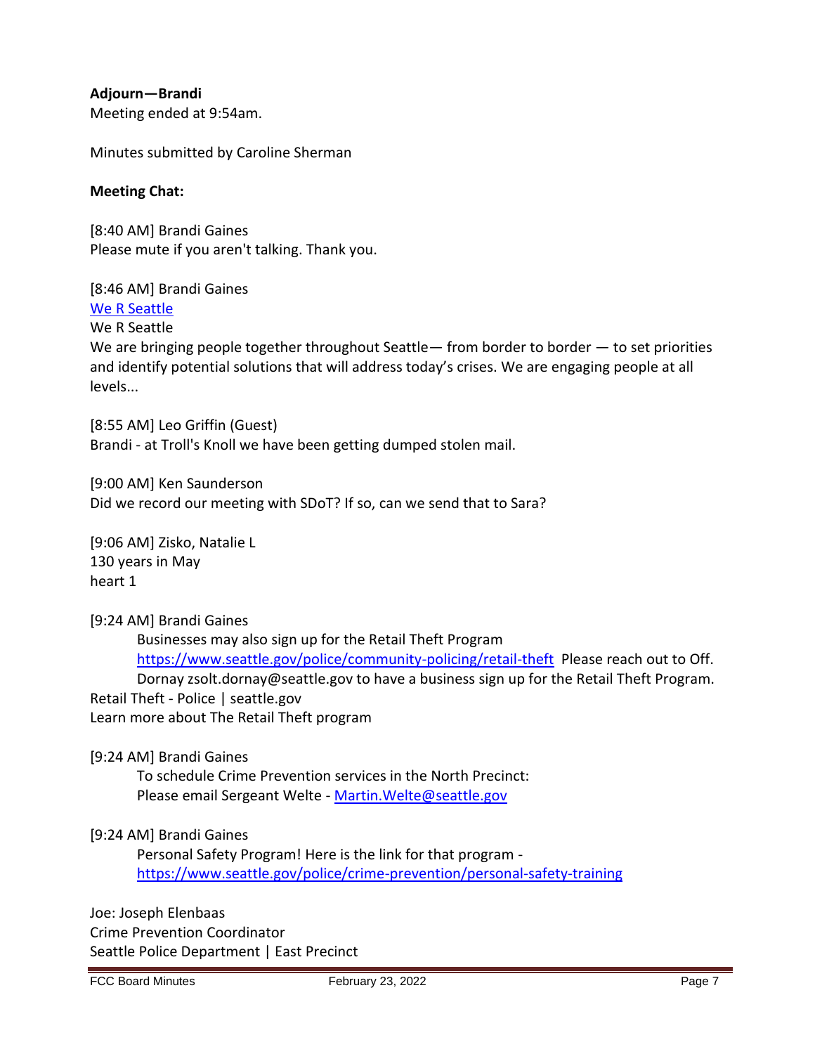**Adjourn—Brandi**

Meeting ended at 9:54am.

Minutes submitted by Caroline Sherman

**Meeting Chat:**

[8:40 AM] Brandi Gaines
Please mute if you aren't talking. Thank you.

[8:46 AM] Brandi Gaines
[We R Seattle]()
We R Seattle
We are bringing people together throughout Seattle— from border to border — to set priorities and identify potential solutions that will address today's crises. We are engaging people at all levels...

[8:55 AM] Leo Griffin (Guest)
Brandi - at Troll's Knoll we have been getting dumped stolen mail.

[9:00 AM] Ken Saunderson
Did we record our meeting with SDoT? If so, can we send that to Sara?

[9:06 AM] Zisko, Natalie L
130 years in May
heart 1

[9:24 AM] Brandi Gaines

> Businesses may also sign up for the Retail Theft Program https://www.seattle.gov/police/community-policing/retail-theft Please reach out to Off. Dornay zsolt.dornay@seattle.gov to have a business sign up for the Retail Theft Program.

Retail Theft - Police | seattle.gov
Learn more about The Retail Theft program

[9:24 AM] Brandi Gaines

> To schedule Crime Prevention services in the North Precinct:
> Please email Sergeant Welte - Martin.Welte@seattle.gov

[9:24 AM] Brandi Gaines

> Personal Safety Program! Here is the link for that program - https://www.seattle.gov/police/crime-prevention/personal-safety-training

Joe: Joseph Elenbaas
Crime Prevention Coordinator
Seattle Police Department | East Precinct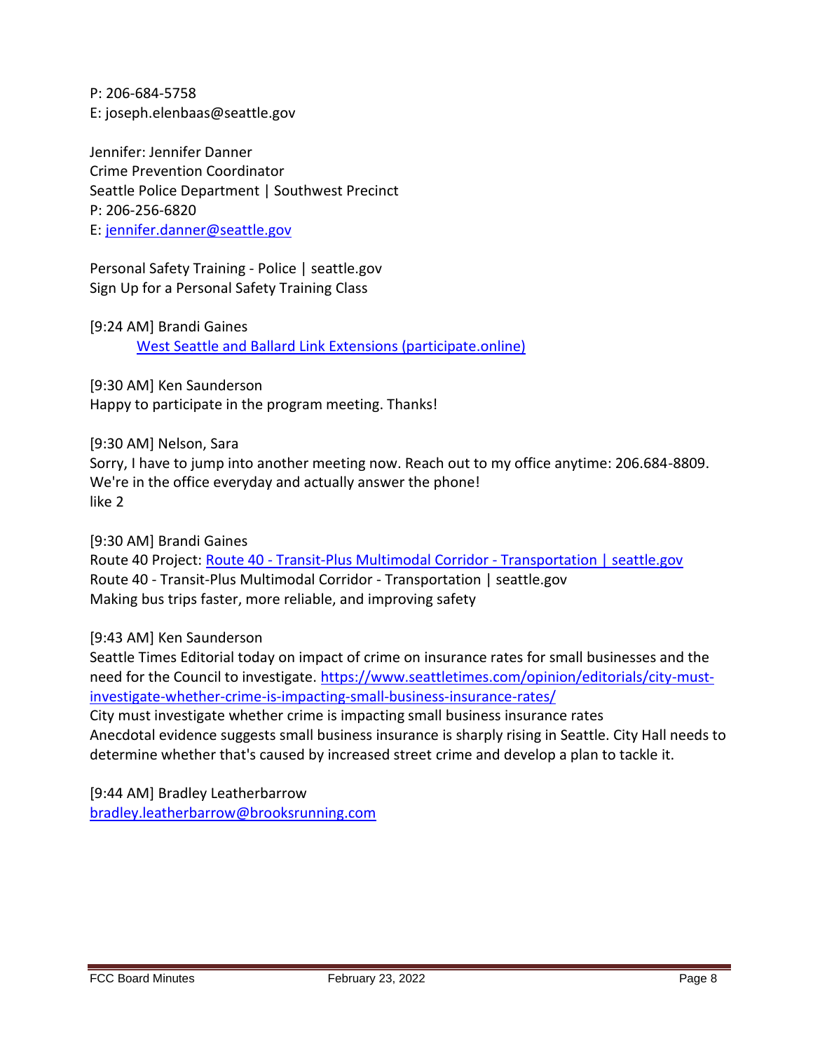P: 206-684-5758
E: joseph.elenbaas@seattle.gov

Jennifer: Jennifer Danner
Crime Prevention Coordinator
Seattle Police Department | Southwest Precinct
P: 206-256-6820
E: [jennifer.danner@seattle.gov](mailto:jennifer.danner@seattle.gov)

Personal Safety Training - Police | seattle.gov
Sign Up for a Personal Safety Training Class

[9:24 AM] Brandi Gaines
    [West Seattle and Ballard Link Extensions (participate.online)](participate.online)

[9:30 AM] Ken Saunderson
Happy to participate in the program meeting. Thanks!

[9:30 AM] Nelson, Sara
Sorry, I have to jump into another meeting now. Reach out to my office anytime: 206.684-8809. We're in the office everyday and actually answer the phone!
like 2

[9:30 AM] Brandi Gaines
Route 40 Project: [Route 40 - Transit-Plus Multimodal Corridor - Transportation | seattle.gov](seattle.gov)
Route 40 - Transit-Plus Multimodal Corridor - Transportation | seattle.gov
Making bus trips faster, more reliable, and improving safety

[9:43 AM] Ken Saunderson
Seattle Times Editorial today on impact of crime on insurance rates for small businesses and the need for the Council to investigate. [https://www.seattletimes.com/opinion/editorials/city-must-investigate-whether-crime-is-impacting-small-business-insurance-rates/](https://www.seattletimes.com/opinion/editorials/city-must-investigate-whether-crime-is-impacting-small-business-insurance-rates/)
City must investigate whether crime is impacting small business insurance rates
Anecdotal evidence suggests small business insurance is sharply rising in Seattle. City Hall needs to determine whether that's caused by increased street crime and develop a plan to tackle it.

[9:44 AM] Bradley Leatherbarrow
[bradley.leatherbarrow@brooksrunning.com](mailto:bradley.leatherbarrow@brooksrunning.com)